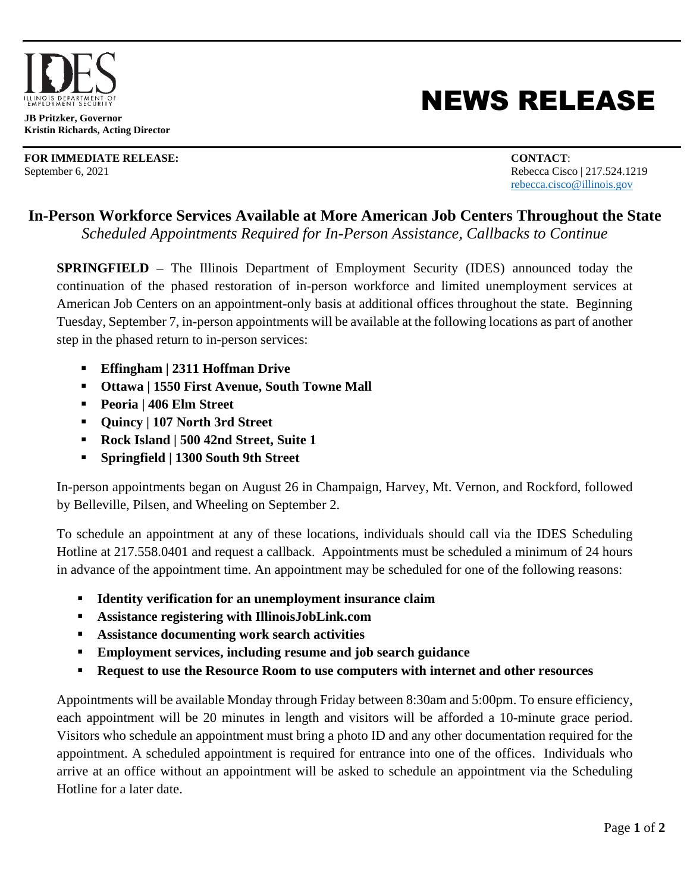IDES
ILLINOIS DEPARTMENT OF EMPLOYMENT SECURITY

**JB Pritzker, Governor**
**Kristin Richards, Acting Director**

# NEWS RELEASE

**FOR IMMEDIATE RELEASE:**
September 6, 2021

**CONTACT**:
Rebecca Cisco | 217.524.1219
rebecca.cisco@illinois.gov

## In-Person Workforce Services Available at More American Job Centers Throughout the State

*Scheduled Appointments Required for In-Person Assistance, Callbacks to Continue*

**SPRINGFIELD –** The Illinois Department of Employment Security (IDES) announced today the continuation of the phased restoration of in-person workforce and limited unemployment services at American Job Centers on an appointment-only basis at additional offices throughout the state. Beginning Tuesday, September 7, in-person appointments will be available at the following locations as part of another step in the phased return to in-person services:

- **Effingham | 2311 Hoffman Drive**
- **Ottawa | 1550 First Avenue, South Towne Mall**
- **Peoria | 406 Elm Street**
- **Quincy | 107 North 3rd Street**
- **Rock Island | 500 42nd Street, Suite 1**
- **Springfield | 1300 South 9th Street**

In-person appointments began on August 26 in Champaign, Harvey, Mt. Vernon, and Rockford, followed by Belleville, Pilsen, and Wheeling on September 2.

To schedule an appointment at any of these locations, individuals should call via the IDES Scheduling Hotline at 217.558.0401 and request a callback. Appointments must be scheduled a minimum of 24 hours in advance of the appointment time. An appointment may be scheduled for one of the following reasons:

- **Identity verification for an unemployment insurance claim**
- **Assistance registering with IllinoisJobLink.com**
- **Assistance documenting work search activities**
- **Employment services, including resume and job search guidance**
- **Request to use the Resource Room to use computers with internet and other resources**

Appointments will be available Monday through Friday between 8:30am and 5:00pm. To ensure efficiency, each appointment will be 20 minutes in length and visitors will be afforded a 10-minute grace period. Visitors who schedule an appointment must bring a photo ID and any other documentation required for the appointment. A scheduled appointment is required for entrance into one of the offices. Individuals who arrive at an office without an appointment will be asked to schedule an appointment via the Scheduling Hotline for a later date.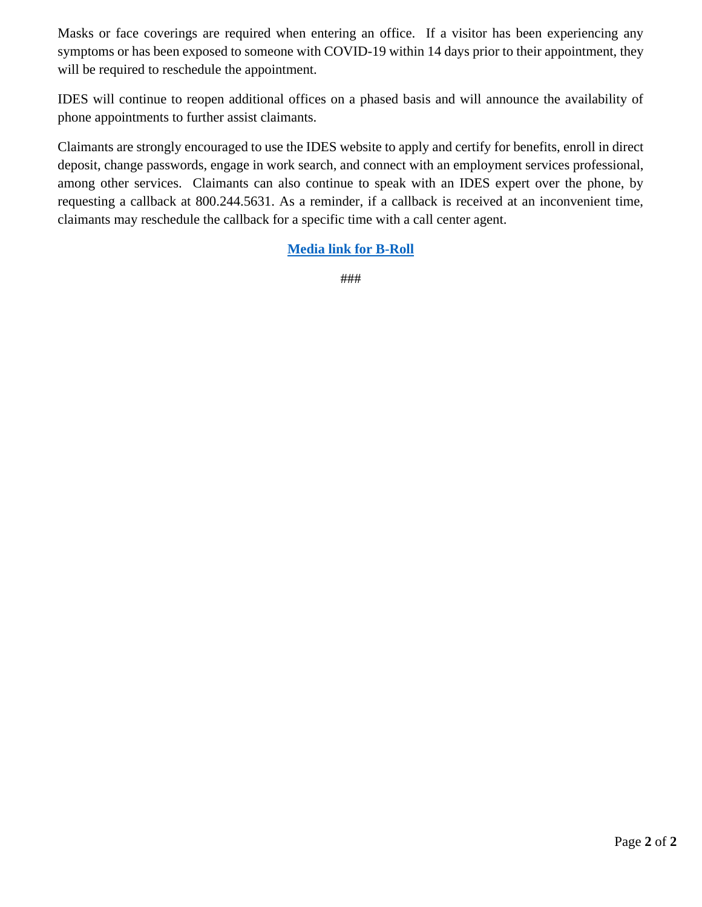Masks or face coverings are required when entering an office. If a visitor has been experiencing any symptoms or has been exposed to someone with COVID-19 within 14 days prior to their appointment, they will be required to reschedule the appointment.

IDES will continue to reopen additional offices on a phased basis and will announce the availability of phone appointments to further assist claimants.

Claimants are strongly encouraged to use the IDES website to apply and certify for benefits, enroll in direct deposit, change passwords, engage in work search, and connect with an employment services professional, among other services. Claimants can also continue to speak with an IDES expert over the phone, by requesting a callback at 800.244.5631. As a reminder, if a callback is received at an inconvenient time, claimants may reschedule the callback for a specific time with a call center agent.

**Media link for B-Roll**

###